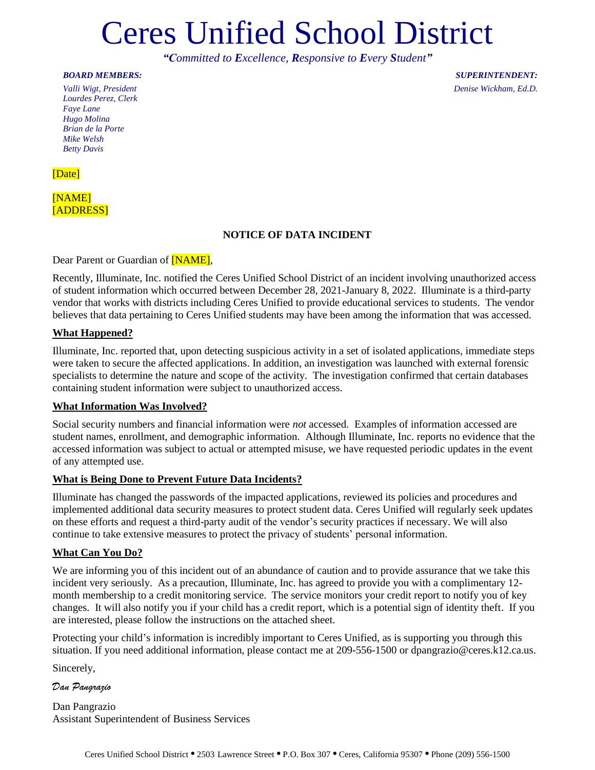# Ceres Unified School District

***"Committed to Excellence, Responsive to Every Student"***

***BOARD MEMBERS:***

*Valli Wigt, President*
*Lourdes Perez, Clerk*
*Faye Lane*
*Hugo Molina*
*Brian de la Porte*
*Mike Welsh*
*Betty Davis*

***SUPERINTENDENT:***

*Denise Wickham, Ed.D.*

[Date]

[NAME]
[ADDRESS]

**NOTICE OF DATA INCIDENT**

Dear Parent or Guardian of [NAME],

Recently, Illuminate, Inc. notified the Ceres Unified School District of an incident involving unauthorized access of student information which occurred between December 28, 2021-January 8, 2022. Illuminate is a third-party vendor that works with districts including Ceres Unified to provide educational services to students. The vendor believes that data pertaining to Ceres Unified students may have been among the information that was accessed.

**What Happened?**

Illuminate, Inc. reported that, upon detecting suspicious activity in a set of isolated applications, immediate steps were taken to secure the affected applications. In addition, an investigation was launched with external forensic specialists to determine the nature and scope of the activity. The investigation confirmed that certain databases containing student information were subject to unauthorized access.

**What Information Was Involved?**

Social security numbers and financial information were *not* accessed. Examples of information accessed are student names, enrollment, and demographic information. Although Illuminate, Inc. reports no evidence that the accessed information was subject to actual or attempted misuse, we have requested periodic updates in the event of any attempted use.

**What is Being Done to Prevent Future Data Incidents?**

Illuminate has changed the passwords of the impacted applications, reviewed its policies and procedures and implemented additional data security measures to protect student data. Ceres Unified will regularly seek updates on these efforts and request a third-party audit of the vendor's security practices if necessary. We will also continue to take extensive measures to protect the privacy of students' personal information.

**What Can You Do?**

We are informing you of this incident out of an abundance of caution and to provide assurance that we take this incident very seriously. As a precaution, Illuminate, Inc. has agreed to provide you with a complimentary 12-month membership to a credit monitoring service. The service monitors your credit report to notify you of key changes. It will also notify you if your child has a credit report, which is a potential sign of identity theft. If you are interested, please follow the instructions on the attached sheet.

Protecting your child's information is incredibly important to Ceres Unified, as is supporting you through this situation. If you need additional information, please contact me at 209-556-1500 or dpangrazio@ceres.k12.ca.us.

Sincerely,

*Dan Pangrazio*

Dan Pangrazio
Assistant Superintendent of Business Services

Ceres Unified School District • 2503 Lawrence Street • P.O. Box 307 • Ceres, California 95307 • Phone (209) 556-1500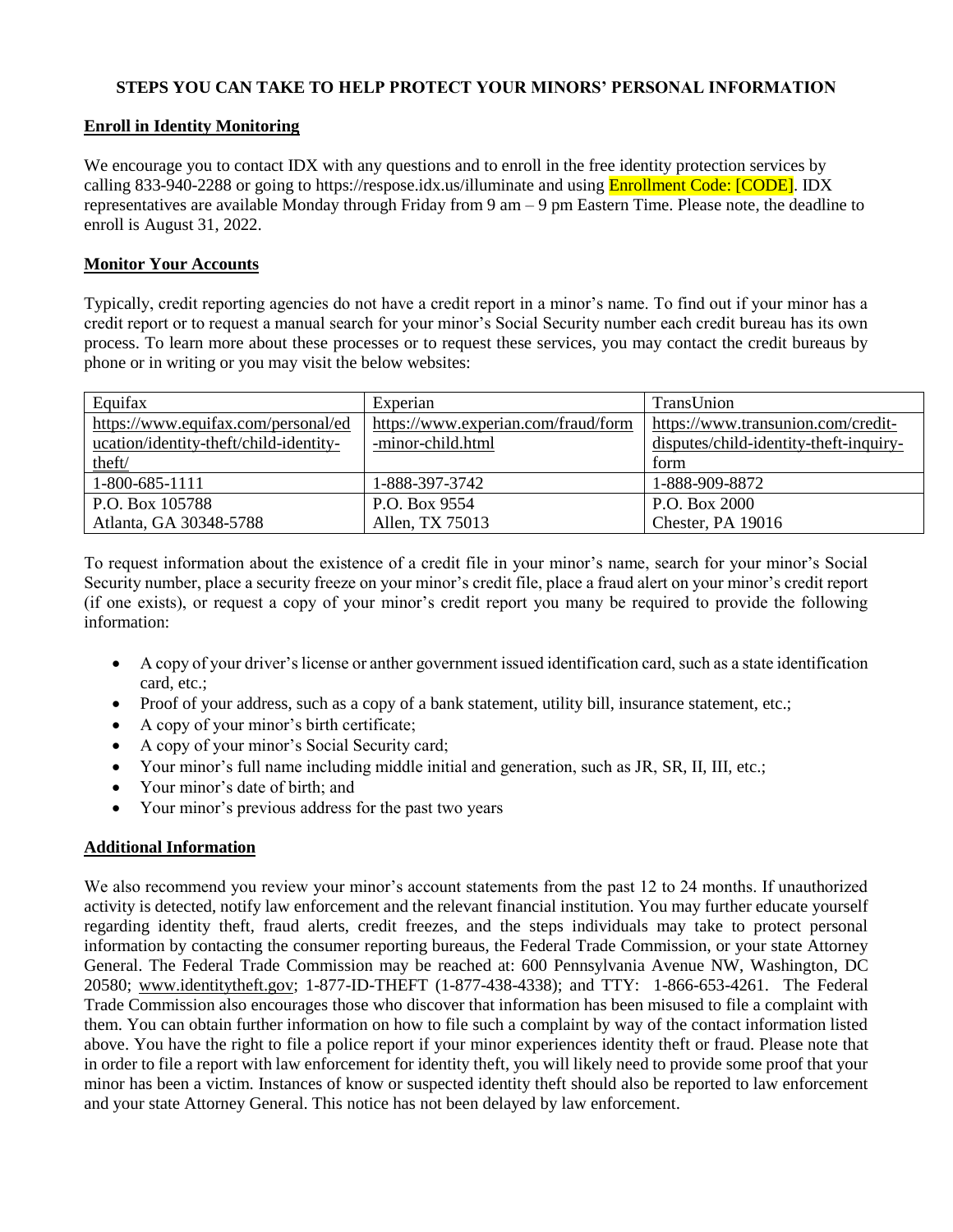## STEPS YOU CAN TAKE TO HELP PROTECT YOUR MINORS' PERSONAL INFORMATION

### Enroll in Identity Monitoring

We encourage you to contact IDX with any questions and to enroll in the free identity protection services by calling 833-940-2288 or going to https://respose.idx.us/illuminate and using Enrollment Code: [CODE]. IDX representatives are available Monday through Friday from 9 am – 9 pm Eastern Time. Please note, the deadline to enroll is August 31, 2022.

### Monitor Your Accounts

Typically, credit reporting agencies do not have a credit report in a minor's name. To find out if your minor has a credit report or to request a manual search for your minor's Social Security number each credit bureau has its own process. To learn more about these processes or to request these services, you may contact the credit bureaus by phone or in writing or you may visit the below websites:

| Equifax | Experian | TransUnion |
|---|---|---|
| https://www.equifax.com/personal/education/identity-theft/child-identity-theft/ | https://www.experian.com/fraud/form-minor-child.html | https://www.transunion.com/credit-disputes/child-identity-theft-inquiry-form |
| 1-800-685-1111 | 1-888-397-3742 | 1-888-909-8872 |
| P.O. Box 105788<br>Atlanta, GA 30348-5788 | P.O. Box 9554<br>Allen, TX 75013 | P.O. Box 2000<br>Chester, PA 19016 |

To request information about the existence of a credit file in your minor's name, search for your minor's Social Security number, place a security freeze on your minor's credit file, place a fraud alert on your minor's credit report (if one exists), or request a copy of your minor's credit report you many be required to provide the following information:

- A copy of your driver's license or anther government issued identification card, such as a state identification card, etc.;
- Proof of your address, such as a copy of a bank statement, utility bill, insurance statement, etc.;
- A copy of your minor's birth certificate;
- A copy of your minor's Social Security card;
- Your minor's full name including middle initial and generation, such as JR, SR, II, III, etc.;
- Your minor's date of birth; and
- Your minor's previous address for the past two years

### Additional Information

We also recommend you review your minor's account statements from the past 12 to 24 months. If unauthorized activity is detected, notify law enforcement and the relevant financial institution. You may further educate yourself regarding identity theft, fraud alerts, credit freezes, and the steps individuals may take to protect personal information by contacting the consumer reporting bureaus, the Federal Trade Commission, or your state Attorney General. The Federal Trade Commission may be reached at: 600 Pennsylvania Avenue NW, Washington, DC 20580; www.identitytheft.gov; 1-877-ID-THEFT (1-877-438-4338); and TTY: 1-866-653-4261. The Federal Trade Commission also encourages those who discover that information has been misused to file a complaint with them. You can obtain further information on how to file such a complaint by way of the contact information listed above. You have the right to file a police report if your minor experiences identity theft or fraud. Please note that in order to file a report with law enforcement for identity theft, you will likely need to provide some proof that your minor has been a victim. Instances of know or suspected identity theft should also be reported to law enforcement and your state Attorney General. This notice has not been delayed by law enforcement.